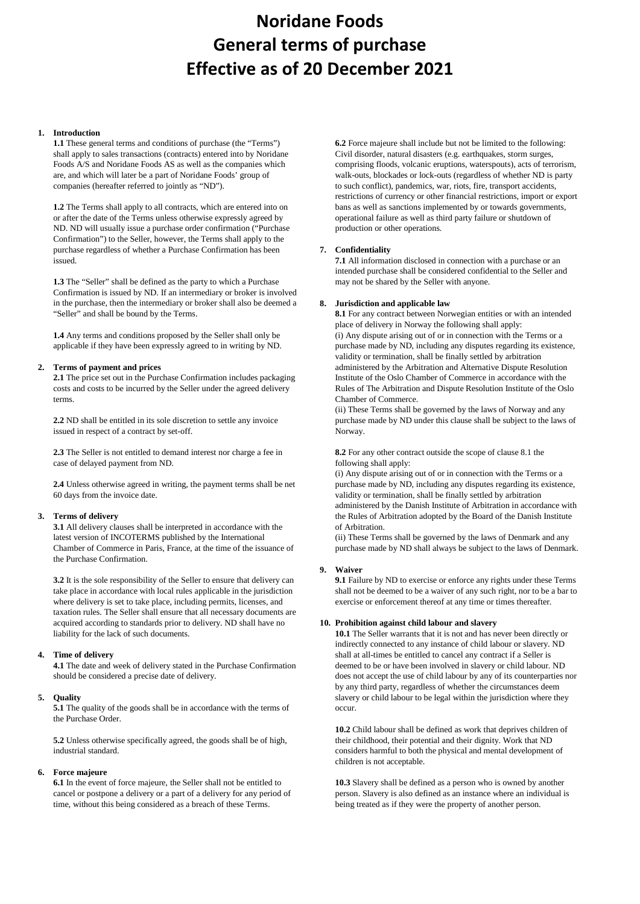# Noridane Foods
# General terms of purchase
# Effective as of 20 December 2021

1. **Introduction**

   **1.1** These general terms and conditions of purchase (the "Terms") shall apply to sales transactions (contracts) entered into by Noridane Foods A/S and Noridane Foods AS as well as the companies which are, and which will later be a part of Noridane Foods' group of companies (hereafter referred to jointly as "ND").

   **1.2** The Terms shall apply to all contracts, which are entered into on or after the date of the Terms unless otherwise expressly agreed by ND. ND will usually issue a purchase order confirmation ("Purchase Confirmation") to the Seller, however, the Terms shall apply to the purchase regardless of whether a Purchase Confirmation has been issued.

   **1.3** The "Seller" shall be defined as the party to which a Purchase Confirmation is issued by ND. If an intermediary or broker is involved in the purchase, then the intermediary or broker shall also be deemed a "Seller" and shall be bound by the Terms.

   **1.4** Any terms and conditions proposed by the Seller shall only be applicable if they have been expressly agreed to in writing by ND.

2. **Terms of payment and prices**

   **2.1** The price set out in the Purchase Confirmation includes packaging costs and costs to be incurred by the Seller under the agreed delivery terms.

   **2.2** ND shall be entitled in its sole discretion to settle any invoice issued in respect of a contract by set-off.

   **2.3** The Seller is not entitled to demand interest nor charge a fee in case of delayed payment from ND.

   **2.4** Unless otherwise agreed in writing, the payment terms shall be net 60 days from the invoice date.

3. **Terms of delivery**

   **3.1** All delivery clauses shall be interpreted in accordance with the latest version of INCOTERMS published by the International Chamber of Commerce in Paris, France, at the time of the issuance of the Purchase Confirmation.

   **3.2** It is the sole responsibility of the Seller to ensure that delivery can take place in accordance with local rules applicable in the jurisdiction where delivery is set to take place, including permits, licenses, and taxation rules. The Seller shall ensure that all necessary documents are acquired according to standards prior to delivery. ND shall have no liability for the lack of such documents.

4. **Time of delivery**

   **4.1** The date and week of delivery stated in the Purchase Confirmation should be considered a precise date of delivery.

5. **Quality**

   **5.1** The quality of the goods shall be in accordance with the terms of the Purchase Order.

   **5.2** Unless otherwise specifically agreed, the goods shall be of high, industrial standard.

6. **Force majeure**

   **6.1** In the event of force majeure, the Seller shall not be entitled to cancel or postpone a delivery or a part of a delivery for any period of time, without this being considered as a breach of these Terms.

   **6.2** Force majeure shall include but not be limited to the following: Civil disorder, natural disasters (e.g. earthquakes, storm surges, comprising floods, volcanic eruptions, waterspouts), acts of terrorism, walk-outs, blockades or lock-outs (regardless of whether ND is party to such conflict), pandemics, war, riots, fire, transport accidents, restrictions of currency or other financial restrictions, import or export bans as well as sanctions implemented by or towards governments, operational failure as well as third party failure or shutdown of production or other operations.

7. **Confidentiality**

   **7.1** All information disclosed in connection with a purchase or an intended purchase shall be considered confidential to the Seller and may not be shared by the Seller with anyone.

8. **Jurisdiction and applicable law**

   **8.1** For any contract between Norwegian entities or with an intended place of delivery in Norway the following shall apply:
   (i) Any dispute arising out of or in connection with the Terms or a purchase made by ND, including any disputes regarding its existence, validity or termination, shall be finally settled by arbitration administered by the Arbitration and Alternative Dispute Resolution Institute of the Oslo Chamber of Commerce in accordance with the Rules of The Arbitration and Dispute Resolution Institute of the Oslo Chamber of Commerce.
   (ii) These Terms shall be governed by the laws of Norway and any purchase made by ND under this clause shall be subject to the laws of Norway.

   **8.2** For any other contract outside the scope of clause 8.1 the following shall apply:
   (i) Any dispute arising out of or in connection with the Terms or a purchase made by ND, including any disputes regarding its existence, validity or termination, shall be finally settled by arbitration administered by the Danish Institute of Arbitration in accordance with the Rules of Arbitration adopted by the Board of the Danish Institute of Arbitration.
   (ii) These Terms shall be governed by the laws of Denmark and any purchase made by ND shall always be subject to the laws of Denmark.

9. **Waiver**

   **9.1** Failure by ND to exercise or enforce any rights under these Terms shall not be deemed to be a waiver of any such right, nor to be a bar to exercise or enforcement thereof at any time or times thereafter.

10. **Prohibition against child labour and slavery**

    **10.1** The Seller warrants that it is not and has never been directly or indirectly connected to any instance of child labour or slavery. ND shall at all-times be entitled to cancel any contract if a Seller is deemed to be or have been involved in slavery or child labour. ND does not accept the use of child labour by any of its counterparties nor by any third party, regardless of whether the circumstances deem slavery or child labour to be legal within the jurisdiction where they occur.

    **10.2** Child labour shall be defined as work that deprives children of their childhood, their potential and their dignity. Work that ND considers harmful to both the physical and mental development of children is not acceptable.

    **10.3** Slavery shall be defined as a person who is owned by another person. Slavery is also defined as an instance where an individual is being treated as if they were the property of another person.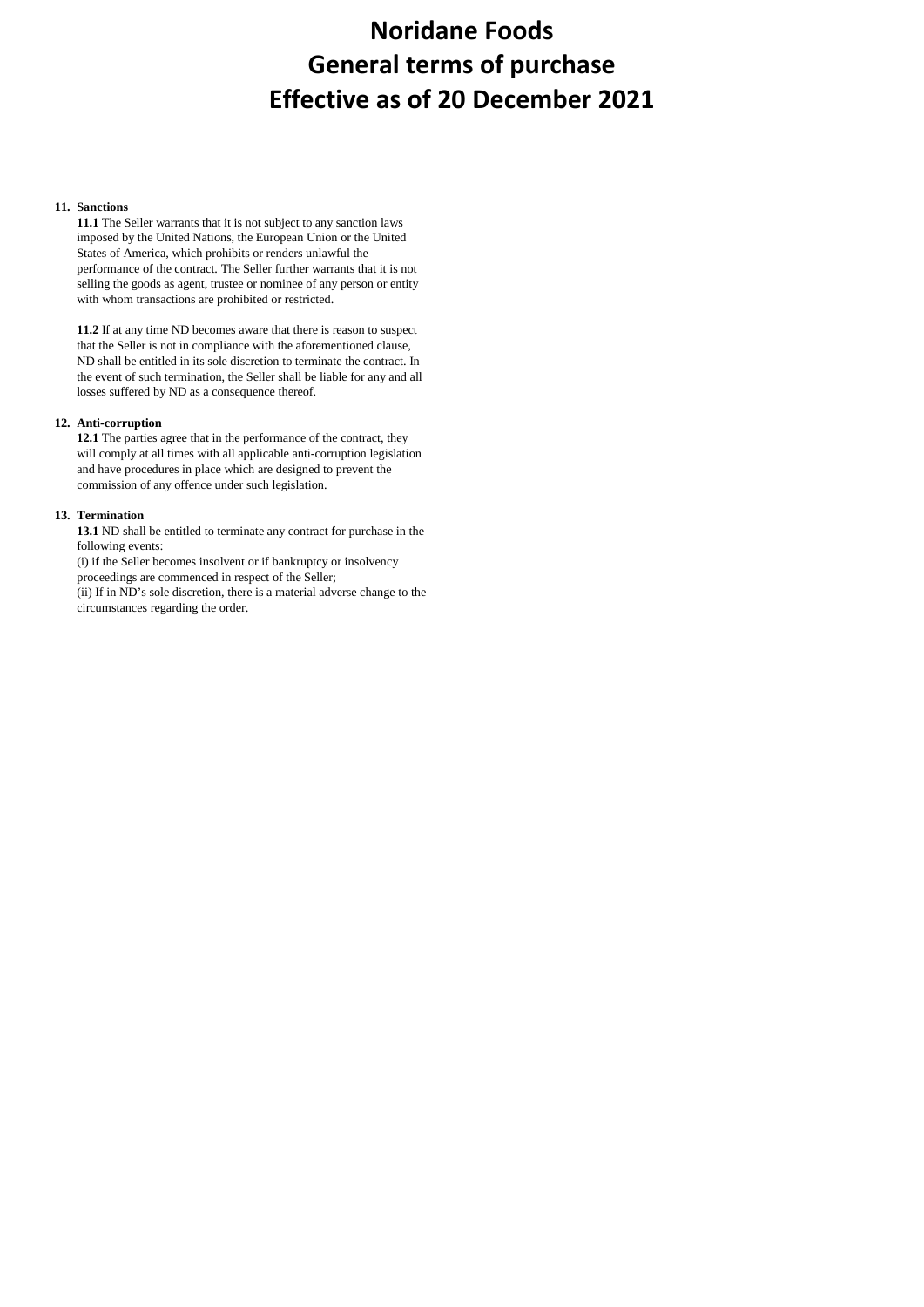# Noridane Foods
# General terms of purchase
# Effective as of 20 December 2021

**11. Sanctions**

**11.1** The Seller warrants that it is not subject to any sanction laws imposed by the United Nations, the European Union or the United States of America, which prohibits or renders unlawful the performance of the contract. The Seller further warrants that it is not selling the goods as agent, trustee or nominee of any person or entity with whom transactions are prohibited or restricted.

**11.2** If at any time ND becomes aware that there is reason to suspect that the Seller is not in compliance with the aforementioned clause, ND shall be entitled in its sole discretion to terminate the contract. In the event of such termination, the Seller shall be liable for any and all losses suffered by ND as a consequence thereof.

**12. Anti-corruption**

**12.1** The parties agree that in the performance of the contract, they will comply at all times with all applicable anti-corruption legislation and have procedures in place which are designed to prevent the commission of any offence under such legislation.

**13. Termination**

**13.1** ND shall be entitled to terminate any contract for purchase in the following events:
(i) if the Seller becomes insolvent or if bankruptcy or insolvency proceedings are commenced in respect of the Seller;
(ii) If in ND's sole discretion, there is a material adverse change to the circumstances regarding the order.